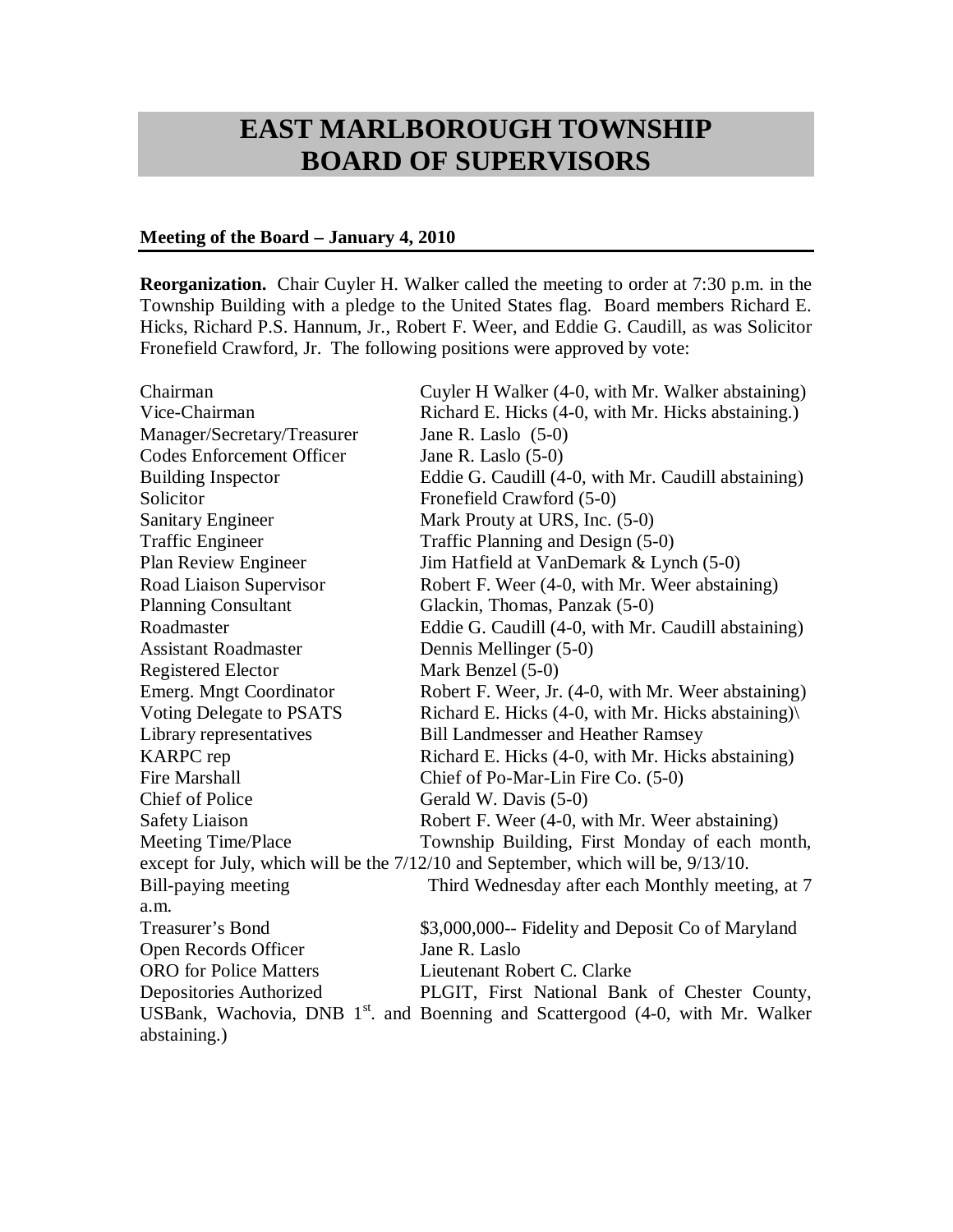# EAST MARLBOROUGH TOWNSHIP BOARD OF SUPERVISORS

## Meeting of the Board – January 4, 2010

**Reorganization.** Chair Cuyler H. Walker called the meeting to order at 7:30 p.m. in the Township Building with a pledge to the United States flag. Board members Richard E. Hicks, Richard P.S. Hannum, Jr., Robert F. Weer, and Eddie G. Caudill, as was Solicitor Fronefield Crawford, Jr. The following positions were approved by vote:

| | |
|---|---|
| Chairman | Cuyler H Walker (4-0, with Mr. Walker abstaining) |
| Vice-Chairman | Richard E. Hicks (4-0, with Mr. Hicks abstaining.) |
| Manager/Secretary/Treasurer | Jane R. Laslo (5-0) |
| Codes Enforcement Officer | Jane R. Laslo (5-0) |
| Building Inspector | Eddie G. Caudill (4-0, with Mr. Caudill abstaining) |
| Solicitor | Fronefield Crawford (5-0) |
| Sanitary Engineer | Mark Prouty at URS, Inc. (5-0) |
| Traffic Engineer | Traffic Planning and Design (5-0) |
| Plan Review Engineer | Jim Hatfield at VanDemark & Lynch (5-0) |
| Road Liaison Supervisor | Robert F. Weer (4-0, with Mr. Weer abstaining) |
| Planning Consultant | Glackin, Thomas, Panzak (5-0) |
| Roadmaster | Eddie G. Caudill (4-0, with Mr. Caudill abstaining) |
| Assistant Roadmaster | Dennis Mellinger (5-0) |
| Registered Elector | Mark Benzel (5-0) |
| Emerg. Mngt Coordinator | Robert F. Weer, Jr. (4-0, with Mr. Weer abstaining) |
| Voting Delegate to PSATS | Richard E. Hicks (4-0, with Mr. Hicks abstaining)\ |
| Library representatives | Bill Landmesser and Heather Ramsey |
| KARPC rep | Richard E. Hicks (4-0, with Mr. Hicks abstaining) |
| Fire Marshall | Chief of Po-Mar-Lin Fire Co. (5-0) |
| Chief of Police | Gerald W. Davis (5-0) |
| Safety Liaison | Robert F. Weer (4-0, with Mr. Weer abstaining) |
| Meeting Time/Place | Township Building, First Monday of each month, except for July, which will be the 7/12/10 and September, which will be, 9/13/10. |
| Bill-paying meeting | Third Wednesday after each Monthly meeting, at 7 a.m. |
| Treasurer's Bond | \$3,000,000-- Fidelity and Deposit Co of Maryland |
| Open Records Officer | Jane R. Laslo |
| ORO for Police Matters | Lieutenant Robert C. Clarke |
| Depositories Authorized | PLGIT, First National Bank of Chester County, USBank, Wachovia, DNB 1st. and Boenning and Scattergood (4-0, with Mr. Walker abstaining.) |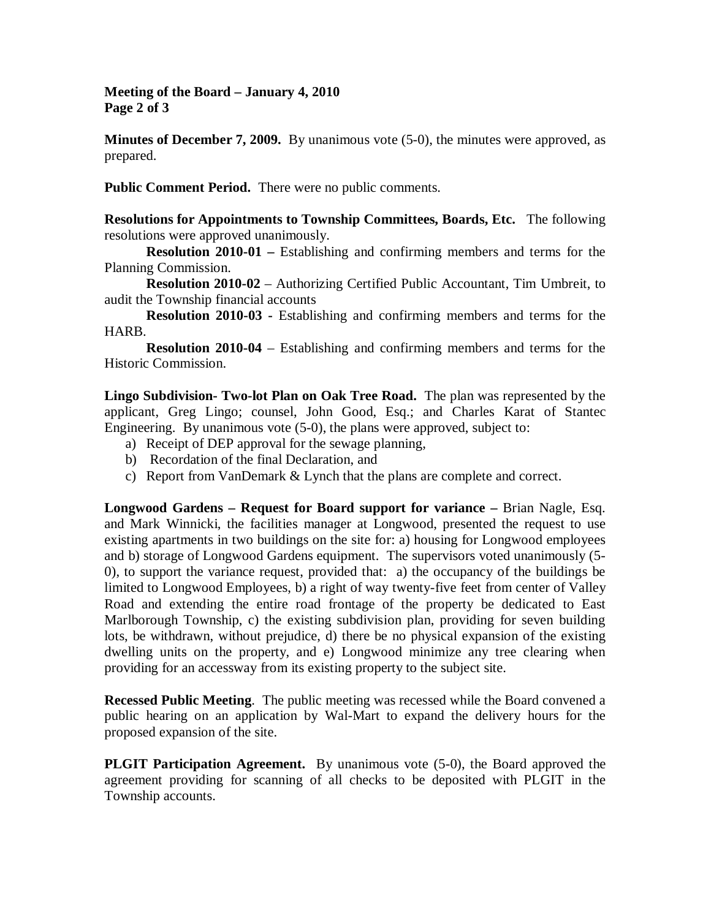**Minutes of December 7, 2009.** By unanimous vote (5-0), the minutes were approved, as prepared.

**Public Comment Period.** There were no public comments.

**Resolutions for Appointments to Township Committees, Boards, Etc.** The following resolutions were approved unanimously.

**Resolution 2010-01 –** Establishing and confirming members and terms for the Planning Commission.

**Resolution 2010-02** – Authorizing Certified Public Accountant, Tim Umbreit, to audit the Township financial accounts

**Resolution 2010-03 -** Establishing and confirming members and terms for the HARB.

**Resolution 2010-04** – Establishing and confirming members and terms for the Historic Commission.

**Lingo Subdivision- Two-lot Plan on Oak Tree Road.** The plan was represented by the applicant, Greg Lingo; counsel, John Good, Esq.; and Charles Karat of Stantec Engineering. By unanimous vote (5-0), the plans were approved, subject to:

a) Receipt of DEP approval for the sewage planning,
b) Recordation of the final Declaration, and
c) Report from VanDemark & Lynch that the plans are complete and correct.

**Longwood Gardens – Request for Board support for variance –** Brian Nagle, Esq. and Mark Winnicki, the facilities manager at Longwood, presented the request to use existing apartments in two buildings on the site for: a) housing for Longwood employees and b) storage of Longwood Gardens equipment. The supervisors voted unanimously (5-0), to support the variance request, provided that: a) the occupancy of the buildings be limited to Longwood Employees, b) a right of way twenty-five feet from center of Valley Road and extending the entire road frontage of the property be dedicated to East Marlborough Township, c) the existing subdivision plan, providing for seven building lots, be withdrawn, without prejudice, d) there be no physical expansion of the existing dwelling units on the property, and e) Longwood minimize any tree clearing when providing for an accessway from its existing property to the subject site.

**Recessed Public Meeting**. The public meeting was recessed while the Board convened a public hearing on an application by Wal-Mart to expand the delivery hours for the proposed expansion of the site.

**PLGIT Participation Agreement.** By unanimous vote (5-0), the Board approved the agreement providing for scanning of all checks to be deposited with PLGIT in the Township accounts.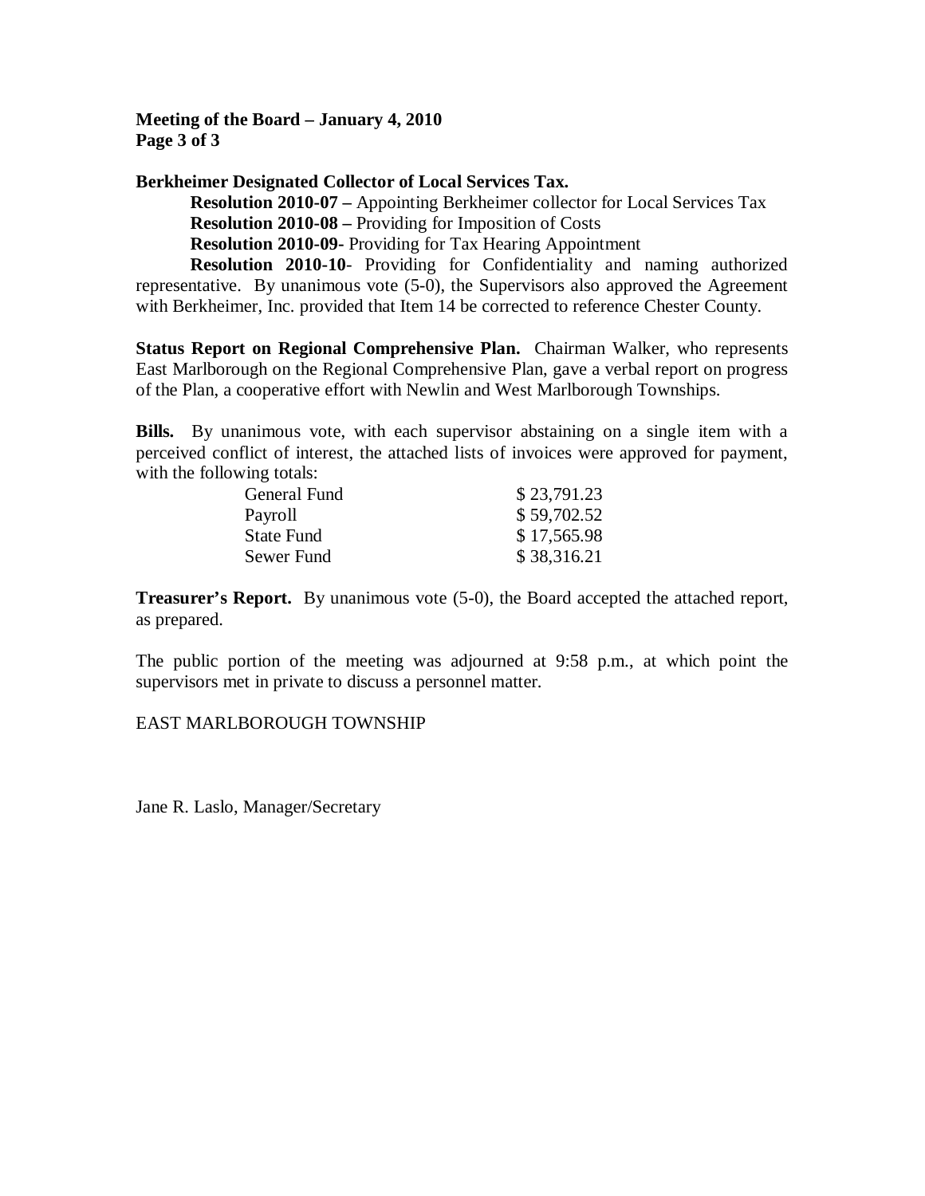**Berkheimer Designated Collector of Local Services Tax.**

**Resolution 2010-07 –** Appointing Berkheimer collector for Local Services Tax
**Resolution 2010-08 –** Providing for Imposition of Costs
**Resolution 2010-09-** Providing for Tax Hearing Appointment
**Resolution 2010-10**- Providing for Confidentiality and naming authorized representative. By unanimous vote (5-0), the Supervisors also approved the Agreement with Berkheimer, Inc. provided that Item 14 be corrected to reference Chester County.

**Status Report on Regional Comprehensive Plan.** Chairman Walker, who represents East Marlborough on the Regional Comprehensive Plan, gave a verbal report on progress of the Plan, a cooperative effort with Newlin and West Marlborough Townships.

**Bills.** By unanimous vote, with each supervisor abstaining on a single item with a perceived conflict of interest, the attached lists of invoices were approved for payment, with the following totals:

| | |
|---|---|
| General Fund | $ 23,791.23 |
| Payroll | $ 59,702.52 |
| State Fund | $ 17,565.98 |
| Sewer Fund | $ 38,316.21 |

**Treasurer's Report.** By unanimous vote (5-0), the Board accepted the attached report, as prepared.

The public portion of the meeting was adjourned at 9:58 p.m., at which point the supervisors met in private to discuss a personnel matter.

EAST MARLBOROUGH TOWNSHIP

Jane R. Laslo, Manager/Secretary